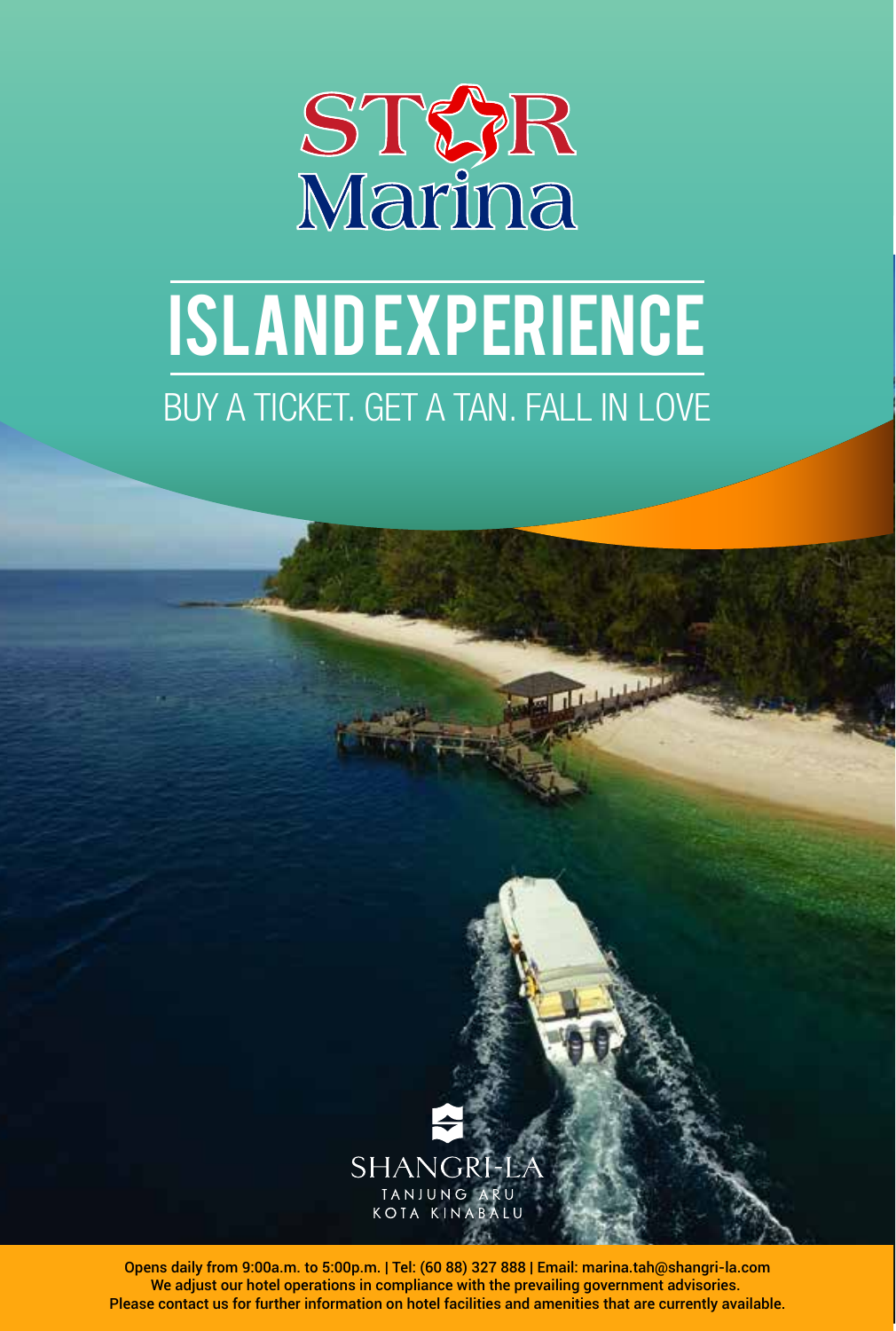# STAR Marina

# ISLAND EXPERIENCE

## BUY A TICKET. GET A TAN. FALL IN LOVE

SHANGRI-LA
TANJUNG ARU
KOTA KINABALU

Opens daily from 9:00a.m. to 5:00p.m. | Tel: (60 88) 327 888 | Email: marina.tah@shangri-la.com
We adjust our hotel operations in compliance with the prevailing government advisories.
Please contact us for further information on hotel facilities and amenities that are currently available.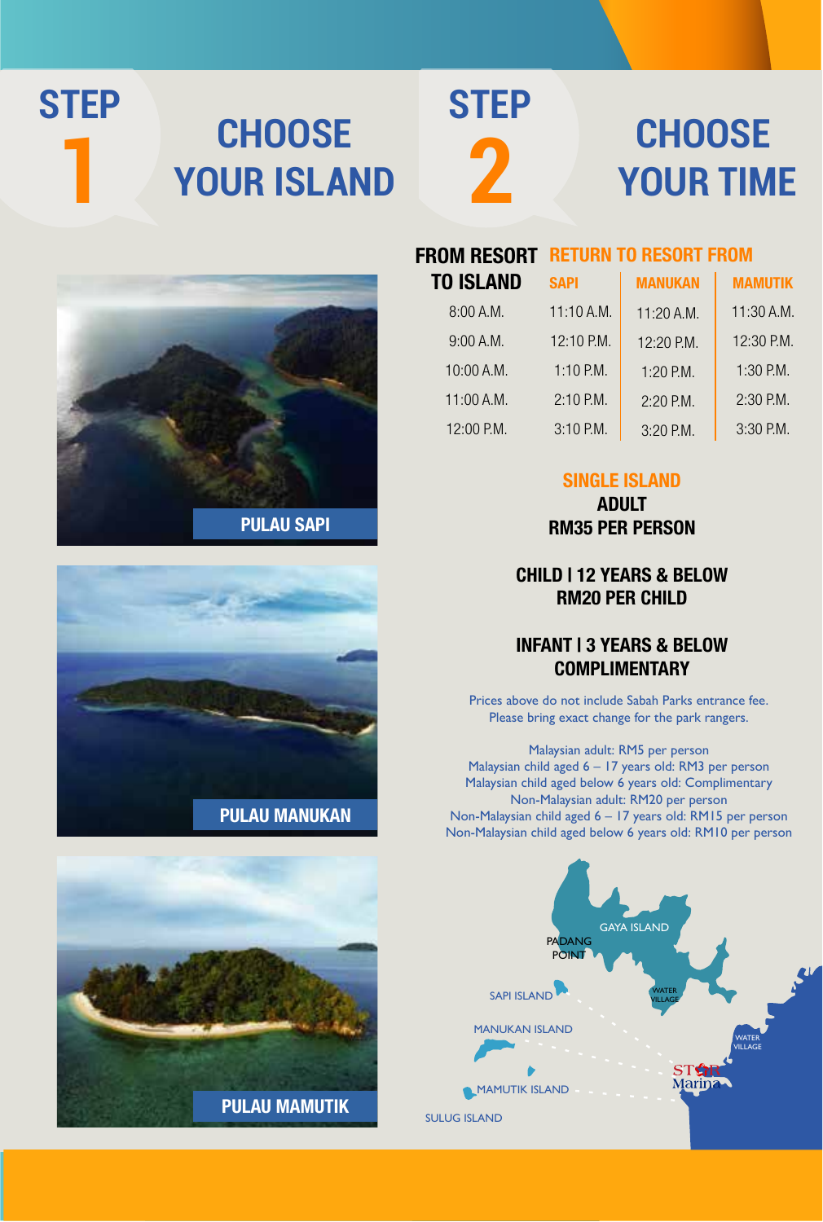## STEP 1 CHOOSE YOUR ISLAND

PULAU SAPI

PULAU MANUKAN

PULAU MAMUTIK

## STEP 2 CHOOSE YOUR TIME

| FROM RESORT TO ISLAND | RETURN TO RESORT FROM | | |
|---|---|---|---|
| | SAPI | MANUKAN | MAMUTIK |
| 8:00 A.M. | 11:10 A.M. | 11:20 A.M. | 11:30 A.M. |
| 9:00 A.M. | 12:10 P.M. | 12:20 P.M. | 12:30 P.M. |
| 10:00 A.M. | 1:10 P.M. | 1:20 P.M. | 1:30 P.M. |
| 11:00 A.M. | 2:10 P.M. | 2:20 P.M. | 2:30 P.M. |
| 12:00 P.M. | 3:10 P.M. | 3:20 P.M. | 3:30 P.M. |

**SINGLE ISLAND**

**ADULT**
**RM35 PER PERSON**

**CHILD | 12 YEARS & BELOW**
**RM20 PER CHILD**

**INFANT | 3 YEARS & BELOW**
**COMPLIMENTARY**

Prices above do not include Sabah Parks entrance fee.
Please bring exact change for the park rangers.

Malaysian adult: RM5 per person
Malaysian child aged 6 – 17 years old: RM3 per person
Malaysian child aged below 6 years old: Complimentary
Non-Malaysian adult: RM20 per person
Non-Malaysian child aged 6 – 17 years old: RM15 per person
Non-Malaysian child aged below 6 years old: RM10 per person

GAYA ISLAND
PADANG POINT
SAPI ISLAND
WATER VILLAGE
MANUKAN ISLAND
WATER VILLAGE
STAR Marina
MAMUTIK ISLAND
SULUG ISLAND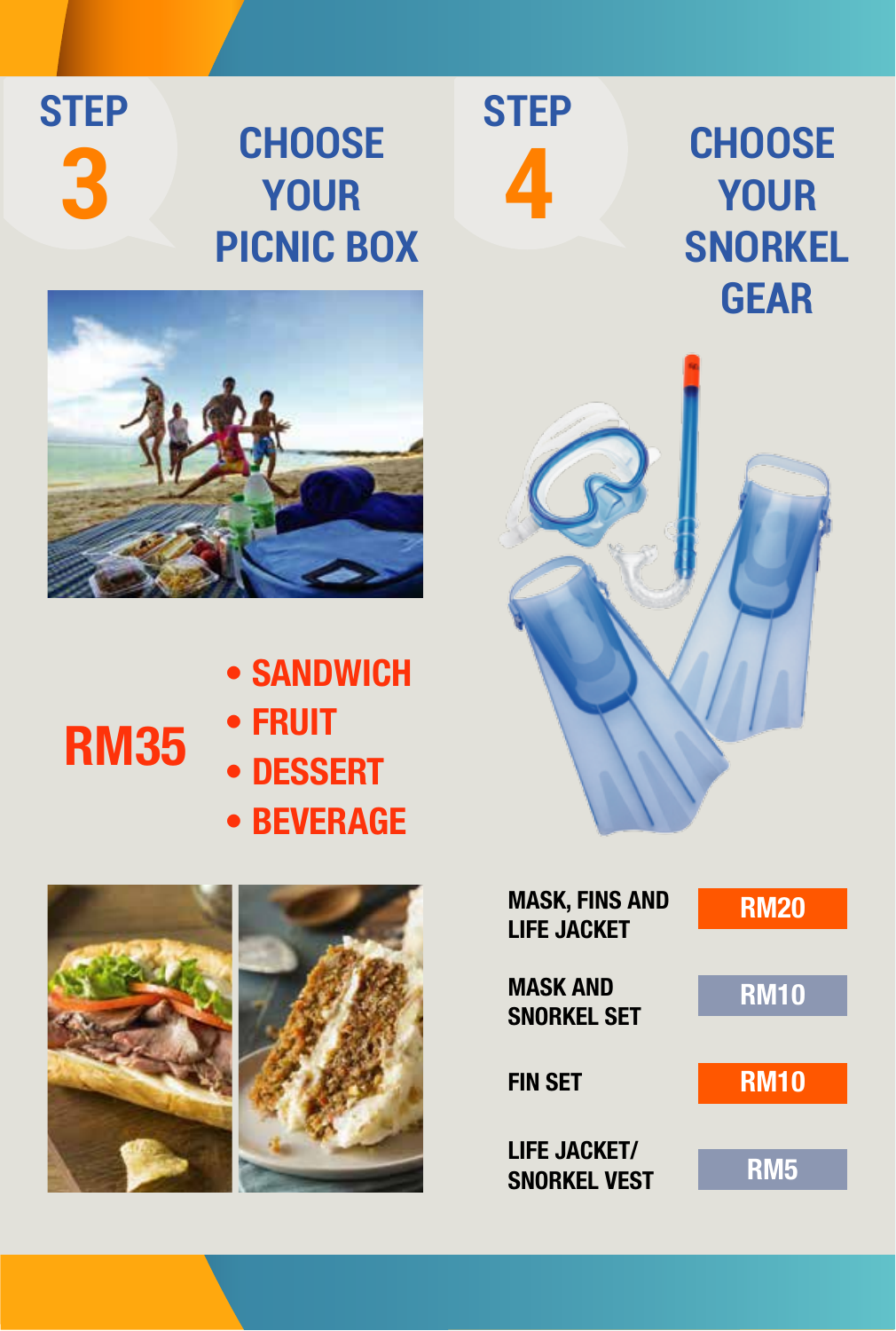## STEP 3

## CHOOSE YOUR PICNIC BOX

**RM35**

- SANDWICH
- FRUIT
- DESSERT
- BEVERAGE

## STEP 4

## CHOOSE YOUR SNORKEL GEAR

| Item | Price |
| --- | --- |
| MASK, FINS AND LIFE JACKET | RM20 |
| MASK AND SNORKEL SET | RM10 |
| FIN SET | RM10 |
| LIFE JACKET/ SNORKEL VEST | RM5 |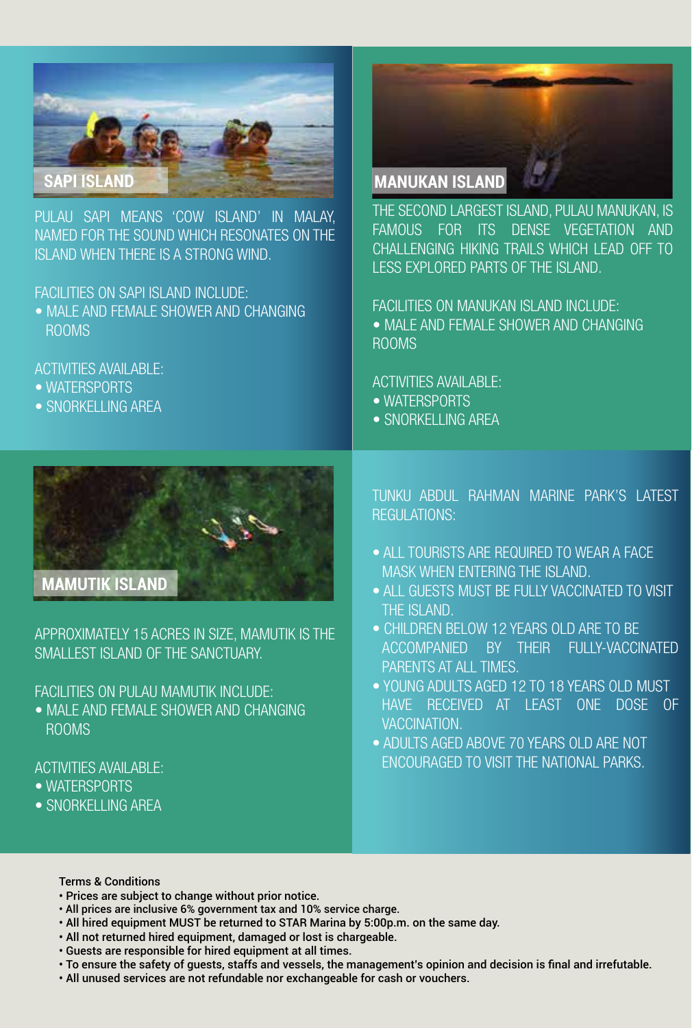## SAPI ISLAND

PULAU SAPI MEANS 'COW ISLAND' IN MALAY, NAMED FOR THE SOUND WHICH RESONATES ON THE ISLAND WHEN THERE IS A STRONG WIND.

FACILITIES ON SAPI ISLAND INCLUDE:
- MALE AND FEMALE SHOWER AND CHANGING ROOMS

ACTIVITIES AVAILABLE:
- WATERSPORTS
- SNORKELLING AREA

## MANUKAN ISLAND

THE SECOND LARGEST ISLAND, PULAU MANUKAN, IS FAMOUS FOR ITS DENSE VEGETATION AND CHALLENGING HIKING TRAILS WHICH LEAD OFF TO LESS EXPLORED PARTS OF THE ISLAND.

FACILITIES ON MANUKAN ISLAND INCLUDE:
- MALE AND FEMALE SHOWER AND CHANGING ROOMS

ACTIVITIES AVAILABLE:
- WATERSPORTS
- SNORKELLING AREA

## MAMUTIK ISLAND

APPROXIMATELY 15 ACRES IN SIZE, MAMUTIK IS THE SMALLEST ISLAND OF THE SANCTUARY.

FACILITIES ON PULAU MAMUTIK INCLUDE:
- MALE AND FEMALE SHOWER AND CHANGING ROOMS

ACTIVITIES AVAILABLE:
- WATERSPORTS
- SNORKELLING AREA

TUNKU ABDUL RAHMAN MARINE PARK'S LATEST REGULATIONS:

- ALL TOURISTS ARE REQUIRED TO WEAR A FACE MASK WHEN ENTERING THE ISLAND.
- ALL GUESTS MUST BE FULLY VACCINATED TO VISIT THE ISLAND.
- CHILDREN BELOW 12 YEARS OLD ARE TO BE ACCOMPANIED BY THEIR FULLY-VACCINATED PARENTS AT ALL TIMES.
- YOUNG ADULTS AGED 12 TO 18 YEARS OLD MUST HAVE RECEIVED AT LEAST ONE DOSE OF VACCINATION.
- ADULTS AGED ABOVE 70 YEARS OLD ARE NOT ENCOURAGED TO VISIT THE NATIONAL PARKS.

Terms & Conditions
- Prices are subject to change without prior notice.
- All prices are inclusive 6% government tax and 10% service charge.
- All hired equipment MUST be returned to STAR Marina by 5:00p.m. on the same day.
- All not returned hired equipment, damaged or lost is chargeable.
- Guests are responsible for hired equipment at all times.
- To ensure the safety of guests, staffs and vessels, the management's opinion and decision is final and irrefutable.
- All unused services are not refundable nor exchangeable for cash or vouchers.